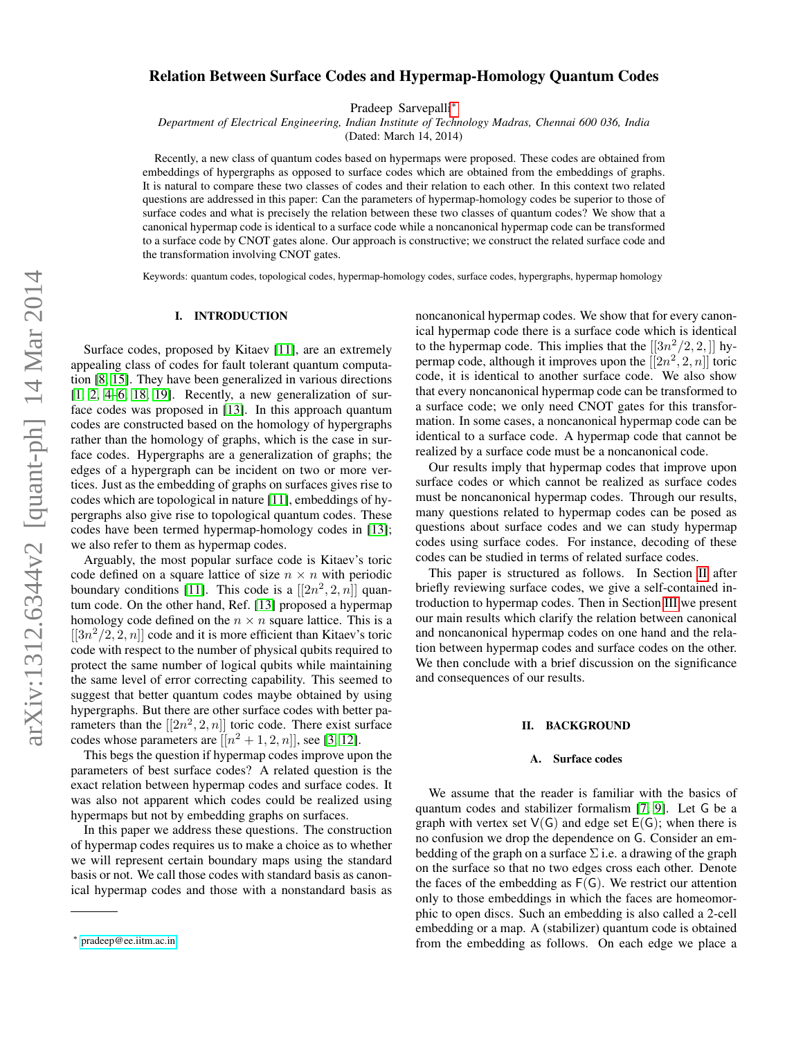# Relation Between Surface Codes and Hypermap-Homology Quantum Codes

Pradeep Sarvepalli[*]

*Department of Electrical Engineering, Indian Institute of Technology Madras, Chennai 600 036, India*

(Dated: March 14, 2014)

Recently, a new class of quantum codes based on hypermaps were proposed. These codes are obtained from embeddings of hypergraphs as opposed to surface codes which are obtained from the embeddings of graphs. It is natural to compare these two classes of codes and their relation to each other. In this context two related questions are addressed in this paper: Can the parameters of hypermap-homology codes be superior to those of surface codes and what is precisely the relation between these two classes of quantum codes? We show that a canonical hypermap code is identical to a surface code while a noncanonical hypermap code can be transformed to a surface code by CNOT gates alone. Our approach is constructive; we construct the related surface code and the transformation involving CNOT gates.

Keywords: quantum codes, topological codes, hypermap-homology codes, surface codes, hypergraphs, hypermap homology

## I. INTRODUCTION

Surface codes, proposed by Kitaev [11], are an extremely appealing class of codes for fault tolerant quantum computation [8, 15]. They have been generalized in various directions [1, 2, 4–6, 18, 19]. Recently, a new generalization of surface codes was proposed in [13]. In this approach quantum codes are constructed based on the homology of hypergraphs rather than the homology of graphs, which is the case in surface codes. Hypergraphs are a generalization of graphs; the edges of a hypergraph can be incident on two or more vertices. Just as the embedding of graphs on surfaces gives rise to codes which are topological in nature [11], embeddings of hypergraphs also give rise to topological quantum codes. These codes have been termed hypermap-homology codes in [13]; we also refer to them as hypermap codes.

Arguably, the most popular surface code is Kitaev's toric code defined on a square lattice of size $n \times n$ with periodic boundary conditions [11]. This code is a $[[2n^2, 2, n]]$ quantum code. On the other hand, Ref. [13] proposed a hypermap homology code defined on the $n \times n$ square lattice. This is a $[[3n^2/2, 2, n]]$ code and it is more efficient than Kitaev's toric code with respect to the number of physical qubits required to protect the same number of logical qubits while maintaining the same level of error correcting capability. This seemed to suggest that better quantum codes maybe obtained by using hypergraphs. But there are other surface codes with better parameters than the $[[2n^2, 2, n]]$ toric code. There exist surface codes whose parameters are $[[n^2 + 1, 2, n]]$, see [3, 12].

This begs the question if hypermap codes improve upon the parameters of best surface codes? A related question is the exact relation between hypermap codes and surface codes. It was also not apparent which codes could be realized using hypermaps but not by embedding graphs on surfaces.

In this paper we address these questions. The construction of hypermap codes requires us to make a choice as to whether we will represent certain boundary maps using the standard basis or not. We call those codes with standard basis as canonical hypermap codes and those with a nonstandard basis as noncanonical hypermap codes. We show that for every canonical hypermap code there is a surface code which is identical to the hypermap code. This implies that the $[[3n^2/2, 2, ]]$ hypermap code, although it improves upon the $[[2n^2, 2, n]]$ toric code, it is identical to another surface code. We also show that every noncanonical hypermap code can be transformed to a surface code; we only need CNOT gates for this transformation. In some cases, a noncanonical hypermap code can be identical to a surface code. A hypermap code that cannot be realized by a surface code must be a noncanonical code.

Our results imply that hypermap codes that improve upon surface codes or which cannot be realized as surface codes must be noncanonical hypermap codes. Through our results, many questions related to hypermap codes can be posed as questions about surface codes and we can study hypermap codes using surface codes. For instance, decoding of these codes can be studied in terms of related surface codes.

This paper is structured as follows. In Section II after briefly reviewing surface codes, we give a self-contained introduction to hypermap codes. Then in Section III we present our main results which clarify the relation between canonical and noncanonical hypermap codes on one hand and the relation between hypermap codes and surface codes on the other. We then conclude with a brief discussion on the significance and consequences of our results.

## II. BACKGROUND

### A. Surface codes

We assume that the reader is familiar with the basics of quantum codes and stabilizer formalism [7, 9]. Let $\mathsf{G}$ be a graph with vertex set $\mathsf{V}(\mathsf{G})$ and edge set $\mathsf{E}(\mathsf{G})$; when there is no confusion we drop the dependence on $\mathsf{G}$. Consider an embedding of the graph on a surface $\Sigma$ i.e. a drawing of the graph on the surface so that no two edges cross each other. Denote the faces of the embedding as $\mathsf{F}(\mathsf{G})$. We restrict our attention only to those embeddings in which the faces are homeomorphic to open discs. Such an embedding is also called a 2-cell embedding or a map. A (stabilizer) quantum code is obtained from the embedding as follows. On each edge we place a

[*] pradeep@ee.iitm.ac.in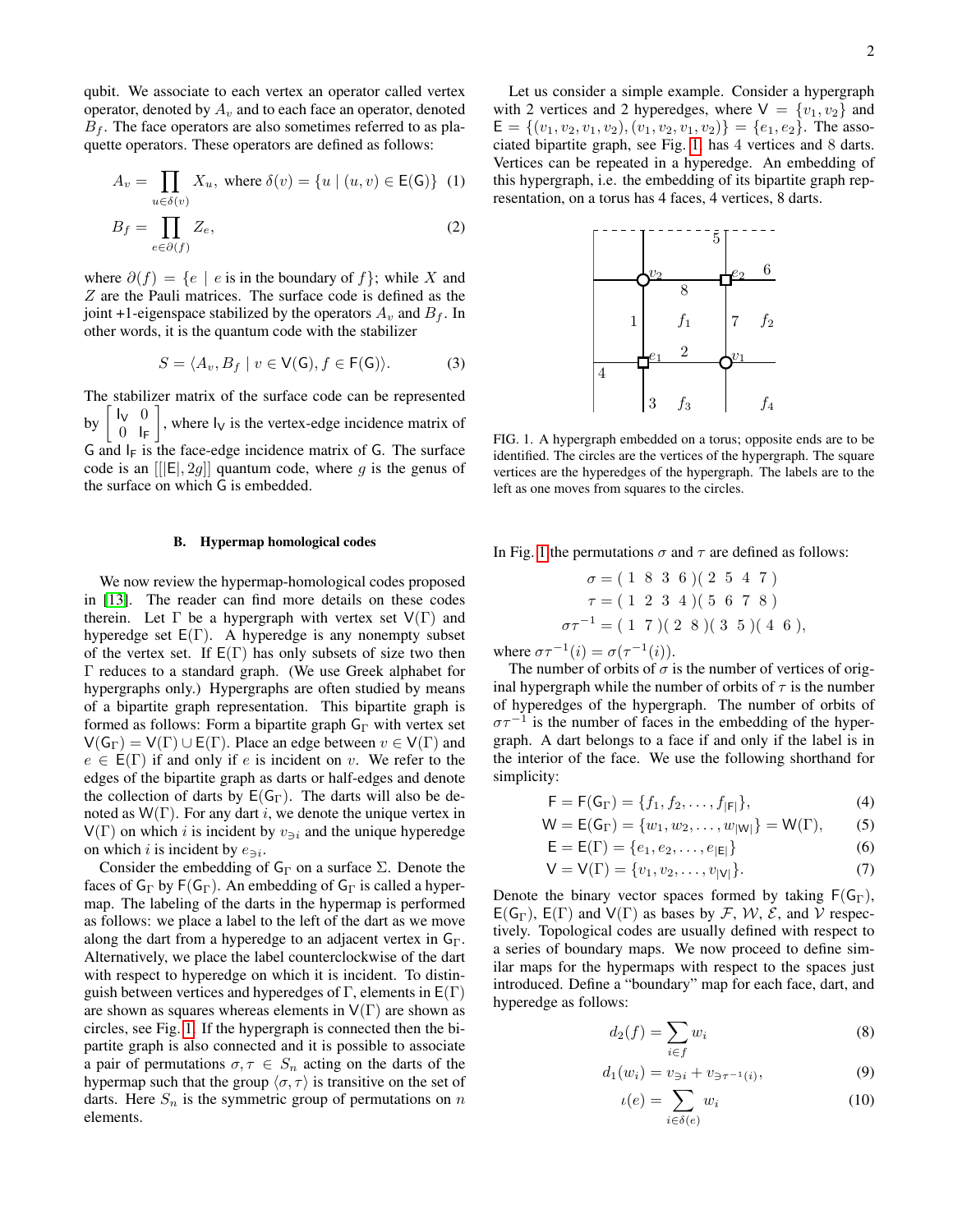qubit. We associate to each vertex an operator called vertex operator, denoted by $A_v$ and to each face an operator, denoted $B_f$. The face operators are also sometimes referred to as plaquette operators. These operators are defined as follows:

$$A_v = \prod_{u \in \delta(v)} X_u, \text{ where } \delta(v) = \{u \mid (u, v) \in \mathsf{E}(\mathsf{G})\} \quad (1)$$

$$B_f = \prod_{e \in \partial(f)} Z_e, \quad (2)$$

where $\partial(f) = \{e \mid e \text{ is in the boundary of } f\}$; while $X$ and $Z$ are the Pauli matrices. The surface code is defined as the joint +1-eigenspace stabilized by the operators $A_v$ and $B_f$. In other words, it is the quantum code with the stabilizer

$$S = \langle A_v, B_f \mid v \in \mathsf{V}(\mathsf{G}), f \in \mathsf{F}(\mathsf{G})\rangle. \quad (3)$$

The stabilizer matrix of the surface code can be represented by $\begin{bmatrix} \mathsf{I}_\mathsf{V} & 0 \\ 0 & \mathsf{I}_\mathsf{F} \end{bmatrix}$, where $\mathsf{I}_\mathsf{V}$ is the vertex-edge incidence matrix of $\mathsf{G}$ and $\mathsf{I}_\mathsf{F}$ is the face-edge incidence matrix of $\mathsf{G}$. The surface code is an $[[|\mathsf{E}|, 2g]]$ quantum code, where $g$ is the genus of the surface on which $\mathsf{G}$ is embedded.

### B. Hypermap homological codes

We now review the hypermap-homological codes proposed in [13]. The reader can find more details on these codes therein. Let $\Gamma$ be a hypergraph with vertex set $\mathsf{V}(\Gamma)$ and hyperedge set $\mathsf{E}(\Gamma)$. A hyperedge is any nonempty subset of the vertex set. If $\mathsf{E}(\Gamma)$ has only subsets of size two then $\Gamma$ reduces to a standard graph. (We use Greek alphabet for hypergraphs only.) Hypergraphs are often studied by means of a bipartite graph representation. This bipartite graph is formed as follows: Form a bipartite graph $\mathsf{G}_\Gamma$ with vertex set $\mathsf{V}(\mathsf{G}_\Gamma) = \mathsf{V}(\Gamma) \cup \mathsf{E}(\Gamma)$. Place an edge between $v \in \mathsf{V}(\Gamma)$ and $e \in \mathsf{E}(\Gamma)$ if and only if $e$ is incident on $v$. We refer to the edges of the bipartite graph as darts or half-edges and denote the collection of darts by $\mathsf{E}(\mathsf{G}_\Gamma)$. The darts will also be denoted as $\mathsf{W}(\Gamma)$. For any dart $i$, we denote the unique vertex in $\mathsf{V}(\Gamma)$ on which $i$ is incident by $v_{\ni i}$ and the unique hyperedge on which $i$ is incident by $e_{\ni i}$.

Consider the embedding of $\mathsf{G}_\Gamma$ on a surface $\Sigma$. Denote the faces of $\mathsf{G}_\Gamma$ by $\mathsf{F}(\mathsf{G}_\Gamma)$. An embedding of $\mathsf{G}_\Gamma$ is called a hypermap. The labeling of the darts in the hypermap is performed as follows: we place a label to the left of the dart as we move along the dart from a hyperedge to an adjacent vertex in $\mathsf{G}_\Gamma$. Alternatively, we place the label counterclockwise of the dart with respect to hyperedge on which it is incident. To distinguish between vertices and hyperedges of $\Gamma$, elements in $\mathsf{E}(\Gamma)$ are shown as squares whereas elements in $\mathsf{V}(\Gamma)$ are shown as circles, see Fig. 1. If the hypergraph is connected then the bipartite graph is also connected and it is possible to associate a pair of permutations $\sigma, \tau \in S_n$ acting on the darts of the hypermap such that the group $\langle \sigma, \tau \rangle$ is transitive on the set of darts. Here $S_n$ is the symmetric group of permutations on $n$ elements.

Let us consider a simple example. Consider a hypergraph with 2 vertices and 2 hyperedges, where $\mathsf{V} = \{v_1, v_2\}$ and $\mathsf{E} = \{(v_1, v_2, v_1, v_2), (v_1, v_2, v_1, v_2)\} = \{e_1, e_2\}$. The associated bipartite graph, see Fig. 1 has 4 vertices and 8 darts. Vertices can be repeated in a hyperedge. An embedding of this hypergraph, i.e. the embedding of its bipartite graph representation, on a torus has 4 faces, 4 vertices, 8 darts.

FIG. 1. A hypergraph embedded on a torus; opposite ends are to be identified. The circles are the vertices of the hypergraph. The square vertices are the hyperedges of the hypergraph. The labels are to the left as one moves from squares to the circles.

In Fig. 1 the permutations $\sigma$ and $\tau$ are defined as follows:

$$\sigma = (\,1\ 8\ 3\ 6\,)(\,2\ 5\ 4\ 7\,)$$
$$\tau = (\,1\ 2\ 3\ 4\,)(\,5\ 6\ 7\ 8\,)$$
$$\sigma\tau^{-1} = (\,1\ 7\,)(\,2\ 8\,)(\,3\ 5\,)(\,4\ 6\,),$$

where $\sigma\tau^{-1}(i) = \sigma(\tau^{-1}(i))$.

The number of orbits of $\sigma$ is the number of vertices of original hypergraph while the number of orbits of $\tau$ is the number of hyperedges of the hypergraph. The number of orbits of $\sigma\tau^{-1}$ is the number of faces in the embedding of the hypergraph. A dart belongs to a face if and only if the label is in the interior of the face. We use the following shorthand for simplicity:

$$\mathsf{F} = \mathsf{F}(\mathsf{G}_\Gamma) = \{f_1, f_2, \ldots, f_{|\mathsf{F}|}\}, \quad (4)$$
$$\mathsf{W} = \mathsf{E}(\mathsf{G}_\Gamma) = \{w_1, w_2, \ldots, w_{|\mathsf{W}|}\} = \mathsf{W}(\Gamma), \quad (5)$$
$$\mathsf{E} = \mathsf{E}(\Gamma) = \{e_1, e_2, \ldots, e_{|\mathsf{E}|}\} \quad (6)$$
$$\mathsf{V} = \mathsf{V}(\Gamma) = \{v_1, v_2, \ldots, v_{|\mathsf{V}|}\}. \quad (7)$$

Denote the binary vector spaces formed by taking $\mathsf{F}(\mathsf{G}_\Gamma)$, $\mathsf{E}(\mathsf{G}_\Gamma)$, $\mathsf{E}(\Gamma)$ and $\mathsf{V}(\Gamma)$ as bases by $\mathcal{F}$, $\mathcal{W}$, $\mathcal{E}$, and $\mathcal{V}$ respectively. Topological codes are usually defined with respect to a series of boundary maps. We now proceed to define similar maps for the hypermaps with respect to the spaces just introduced. Define a "boundary" map for each face, dart, and hyperedge as follows:

$$d_2(f) = \sum_{i \in f} w_i \quad (8)$$

$$d_1(w_i) = v_{\ni i} + v_{\ni \tau^{-1}(i)}, \quad (9)$$

$$\iota(e) = \sum_{i \in \delta(e)} w_i \quad (10)$$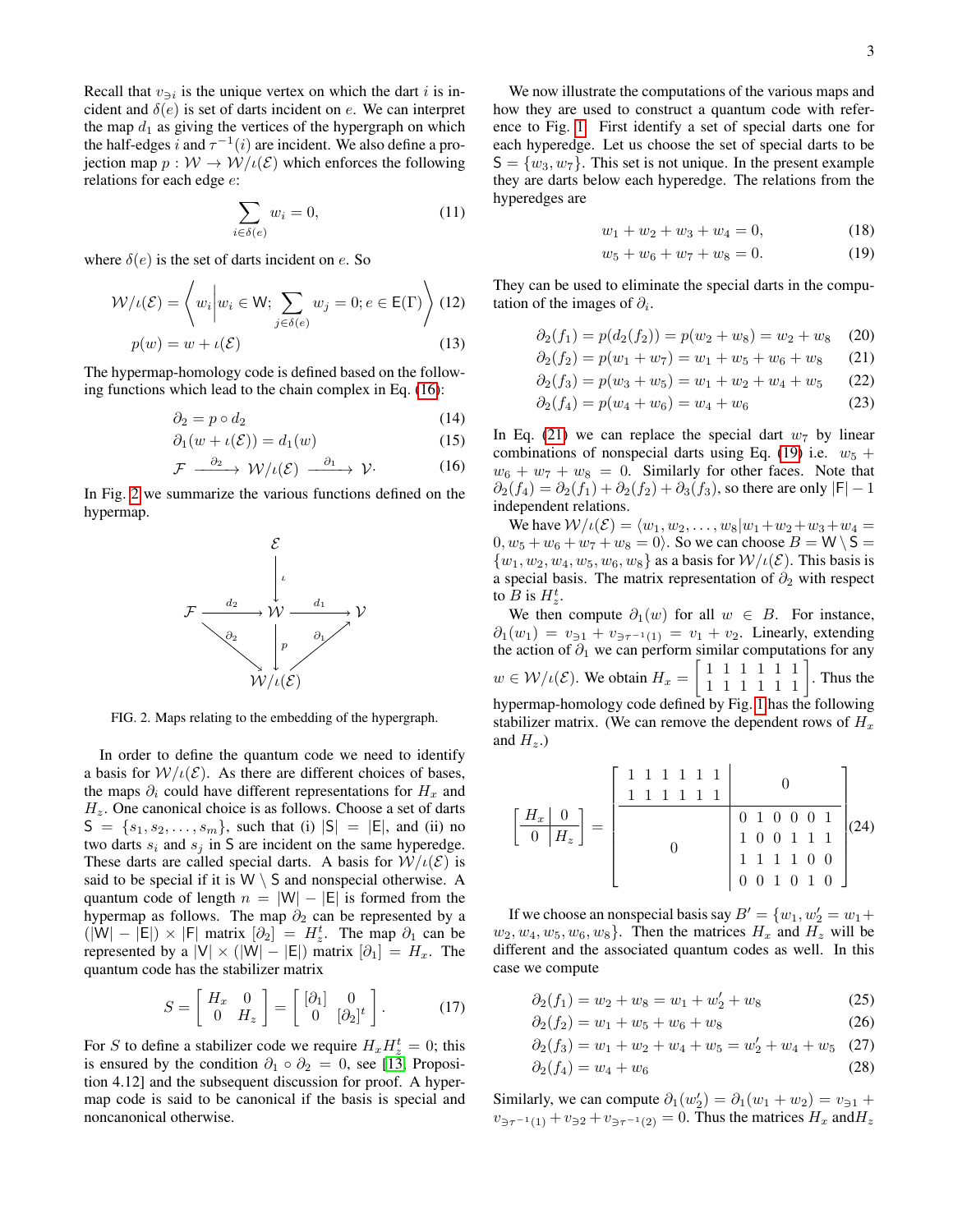Recall that $v_{\ni i}$ is the unique vertex on which the dart $i$ is incident and $\delta(e)$ is set of darts incident on $e$. We can interpret the map $d_1$ as giving the vertices of the hypergraph on which the half-edges $i$ and $\tau^{-1}(i)$ are incident. We also define a projection map $p : \mathcal{W} \to \mathcal{W}/\iota(\mathcal{E})$ which enforces the following relations for each edge $e$:

$$\sum_{i \in \delta(e)} w_i = 0, \tag{11}$$

where $\delta(e)$ is the set of darts incident on $e$. So

$$\mathcal{W}/\iota(\mathcal{E}) = \left\langle w_i \middle| w_i \in \mathsf{W}; \sum_{j \in \delta(e)} w_j = 0; e \in \mathsf{E}(\Gamma) \right\rangle \tag{12}$$

$$p(w) = w + \iota(\mathcal{E}) \tag{13}$$

The hypermap-homology code is defined based on the following functions which lead to the chain complex in Eq. (16):

$$\partial_2 = p \circ d_2 \tag{14}$$

$$\partial_1(w + \iota(\mathcal{E})) = d_1(w) \tag{15}$$

$$\mathcal{F} \xrightarrow{\partial_2} \mathcal{W}/\iota(\mathcal{E}) \xrightarrow{\partial_1} \mathcal{V}. \tag{16}$$

In Fig. 2 we summarize the various functions defined on the hypermap.

$$\begin{array}{ccccc} & & \mathcal{E} & & \\ & & \downarrow \iota & & \\ \mathcal{F} & \xrightarrow{d_2} & \mathcal{W} & \xrightarrow{d_1} & \mathcal{V} \\ & \searrow^{\partial_2} & \downarrow p & \nearrow_{\partial_1} & \\ & & \mathcal{W}/\iota(\mathcal{E}) & & \end{array}$$

FIG. 2. Maps relating to the embedding of the hypergraph.

In order to define the quantum code we need to identify a basis for $\mathcal{W}/\iota(\mathcal{E})$. As there are different choices of bases, the maps $\partial_i$ could have different representations for $H_x$ and $H_z$. One canonical choice is as follows. Choose a set of darts $\mathsf{S} = \{s_1, s_2, \ldots, s_m\}$, such that (i) $|\mathsf{S}| = |\mathsf{E}|$, and (ii) no two darts $s_i$ and $s_j$ in $\mathsf{S}$ are incident on the same hyperedge. These darts are called special darts. A basis for $\mathcal{W}/\iota(\mathcal{E})$ is said to be special if it is $\mathsf{W} \setminus \mathsf{S}$ and nonspecial otherwise. A quantum code of length $n = |\mathsf{W}| - |\mathsf{E}|$ is formed from the hypermap as follows. The map $\partial_2$ can be represented by a $(|\mathsf{W}| - |\mathsf{E}|) \times |\mathsf{F}|$ matrix $[\partial_2] = H_z^t$. The map $\partial_1$ can be represented by a $|\mathsf{V}| \times (|\mathsf{W}| - |\mathsf{E}|)$ matrix $[\partial_1] = H_x$. The quantum code has the stabilizer matrix

$$S = \begin{bmatrix} H_x & 0 \\ 0 & H_z \end{bmatrix} = \begin{bmatrix} [\partial_1] & 0 \\ 0 & [\partial_2]^t \end{bmatrix}. \tag{17}$$

For $S$ to define a stabilizer code we require $H_x H_z^t = 0$; this is ensured by the condition $\partial_1 \circ \partial_2 = 0$, see [13, Proposition 4.12] and the subsequent discussion for proof. A hypermap code is said to be canonical if the basis is special and noncanonical otherwise.

We now illustrate the computations of the various maps and how they are used to construct a quantum code with reference to Fig. 1. First identify a set of special darts one for each hyperedge. Let us choose the set of special darts to be $\mathsf{S} = \{w_3, w_7\}$. This set is not unique. In the present example they are darts below each hyperedge. The relations from the hyperedges are

$$w_1 + w_2 + w_3 + w_4 = 0, \tag{18}$$

$$w_5 + w_6 + w_7 + w_8 = 0. \tag{19}$$

They can be used to eliminate the special darts in the computation of the images of $\partial_i$.

$$\partial_2(f_1) = p(d_2(f_2)) = p(w_2 + w_8) = w_2 + w_8 \tag{20}$$

$$\partial_2(f_2) = p(w_1 + w_7) = w_1 + w_5 + w_6 + w_8 \tag{21}$$

$$\partial_2(f_3) = p(w_3 + w_5) = w_1 + w_2 + w_4 + w_5 \tag{22}$$

$$\partial_2(f_4) = p(w_4 + w_6) = w_4 + w_6 \tag{23}$$

In Eq. (21) we can replace the special dart $w_7$ by linear combinations of nonspecial darts using Eq. (19) i.e. $w_5 + w_6 + w_7 + w_8 = 0$. Similarly for other faces. Note that $\partial_2(f_4) = \partial_2(f_1) + \partial_2(f_2) + \partial_3(f_3)$, so there are only $|\mathsf{F}| - 1$ independent relations.

We have $\mathcal{W}/\iota(\mathcal{E}) = \langle w_1, w_2, \ldots, w_8 | w_1 + w_2 + w_3 + w_4 = 0, w_5 + w_6 + w_7 + w_8 = 0 \rangle$. So we can choose $B = \mathsf{W} \setminus \mathsf{S} = \{w_1, w_2, w_4, w_5, w_6, w_8\}$ as a basis for $\mathcal{W}/\iota(\mathcal{E})$. This basis is a special basis. The matrix representation of $\partial_2$ with respect to $B$ is $H_z^t$.

We then compute $\partial_1(w)$ for all $w \in B$. For instance, $\partial_1(w_1) = v_{\ni 1} + v_{\ni \tau^{-1}(1)} = v_1 + v_2$. Linearly, extending the action of $\partial_1$ we can perform similar computations for any $w \in \mathcal{W}/\iota(\mathcal{E})$. We obtain $H_x = \begin{bmatrix} 1 & 1 & 1 & 1 & 1 & 1 \\ 1 & 1 & 1 & 1 & 1 & 1 \end{bmatrix}$. Thus the hypermap-homology code defined by Fig. 1 has the following stabilizer matrix. (We can remove the dependent rows of $H_x$ and $H_z$.)

$$\left[\begin{array}{c|c} H_x & 0 \\ \hline 0 & H_z \end{array}\right] = \left[\begin{array}{cccccc|cccccc} 1 & 1 & 1 & 1 & 1 & 1 & & & & & & \\ 1 & 1 & 1 & 1 & 1 & 1 & & & 0 & & & \\ \hline & & & & & & 0 & 1 & 0 & 0 & 0 & 1 \\ & & 0 & & & & 1 & 0 & 0 & 1 & 1 & 1 \\ & & & & & & 1 & 1 & 1 & 1 & 0 & 0 \\ & & & & & & 0 & 0 & 1 & 0 & 1 & 0 \end{array}\right] \tag{24}$$

If we choose an nonspecial basis say $B' = \{w_1, w_2' = w_1 + w_2, w_4, w_5, w_6, w_8\}$. Then the matrices $H_x$ and $H_z$ will be different and the associated quantum codes as well. In this case we compute

$$\partial_2(f_1) = w_2 + w_8 = w_1 + w_2' + w_8 \tag{25}$$

$$\partial_2(f_2) = w_1 + w_5 + w_6 + w_8 \tag{26}$$

$$\partial_2(f_3) = w_1 + w_2 + w_4 + w_5 = w_2' + w_4 + w_5 \tag{27}$$

$$\partial_2(f_4) = w_4 + w_6 \tag{28}$$

Similarly, we can compute $\partial_1(w_2') = \partial_1(w_1 + w_2) = v_{\ni 1} + v_{\ni \tau^{-1}(1)} + v_{\ni 2} + v_{\ni \tau^{-1}(2)} = 0$. Thus the matrices $H_x$ and$H_z$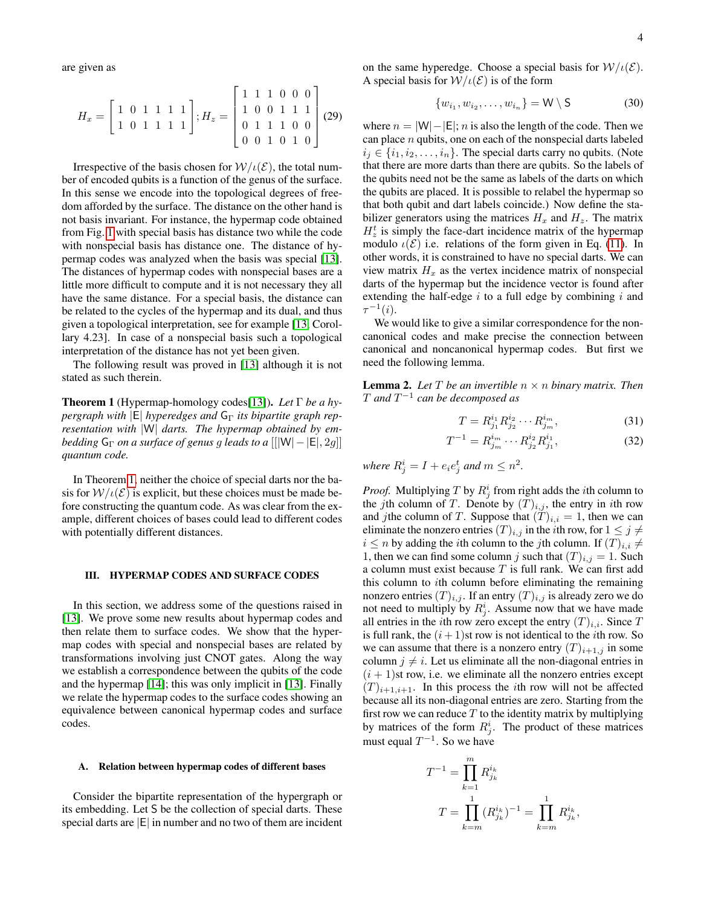are given as

$$H_x = \begin{bmatrix} 1 & 0 & 1 & 1 & 1 & 1 \\ 1 & 0 & 1 & 1 & 1 & 1 \end{bmatrix}; H_z = \begin{bmatrix} 1 & 1 & 1 & 0 & 0 & 0 \\ 1 & 0 & 0 & 1 & 1 & 1 \\ 0 & 1 & 1 & 1 & 0 & 0 \\ 0 & 0 & 1 & 0 & 1 & 0 \end{bmatrix} \quad (29)$$

Irrespective of the basis chosen for $\mathcal{W}/\iota(\mathcal{E})$, the total number of encoded qubits is a function of the genus of the surface. In this sense we encode into the topological degrees of freedom afforded by the surface. The distance on the other hand is not basis invariant. For instance, the hypermap code obtained from Fig. 1 with special basis has distance two while the code with nonspecial basis has distance one. The distance of hypermap codes was analyzed when the basis was special [13]. The distances of hypermap codes with nonspecial bases are a little more difficult to compute and it is not necessary they all have the same distance. For a special basis, the distance can be related to the cycles of the hypermap and its dual, and thus given a topological interpretation, see for example [13, Corollary 4.23]. In case of a nonspecial basis such a topological interpretation of the distance has not yet been given.

The following result was proved in [13] although it is not stated as such therein.

**Theorem 1** (Hypermap-homology codes[13]). *Let $\Gamma$ be a hypergraph with $|\mathsf{E}|$ hyperedges and $\mathsf{G}_\Gamma$ its bipartite graph representation with $|\mathsf{W}|$ darts. The hypermap obtained by embedding $\mathsf{G}_\Gamma$ on a surface of genus $g$ leads to a $[[|\mathsf{W}| - |\mathsf{E}|, 2g]]$ quantum code.*

In Theorem 1, neither the choice of special darts nor the basis for $\mathcal{W}/\iota(\mathcal{E})$ is explicit, but these choices must be made before constructing the quantum code. As was clear from the example, different choices of bases could lead to different codes with potentially different distances.

## III. HYPERMAP CODES AND SURFACE CODES

In this section, we address some of the questions raised in [13]. We prove some new results about hypermap codes and then relate them to surface codes. We show that the hypermap codes with special and nonspecial bases are related by transformations involving just CNOT gates. Along the way we establish a correspondence between the qubits of the code and the hypermap [14]; this was only implicit in [13]. Finally we relate the hypermap codes to the surface codes showing an equivalence between canonical hypermap codes and surface codes.

### A. Relation between hypermap codes of different bases

Consider the bipartite representation of the hypergraph or its embedding. Let $\mathsf{S}$ be the collection of special darts. These special darts are $|\mathsf{E}|$ in number and no two of them are incident on the same hyperedge. Choose a special basis for $\mathcal{W}/\iota(\mathcal{E})$. A special basis for $\mathcal{W}/\iota(\mathcal{E})$ is of the form

$$\{w_{i_1}, w_{i_2}, \ldots, w_{i_n}\} = \mathsf{W} \setminus \mathsf{S} \quad (30)$$

where $n = |\mathsf{W}| - |\mathsf{E}|$; $n$ is also the length of the code. Then we can place $n$ qubits, one on each of the nonspecial darts labeled $i_j \in \{i_1, i_2, \ldots, i_n\}$. The special darts carry no qubits. (Note that there are more darts than there are qubits. So the labels of the qubits need not be the same as labels of the darts on which the qubits are placed. It is possible to relabel the hypermap so that both qubit and dart labels coincide.) Now define the stabilizer generators using the matrices $H_x$ and $H_z$. The matrix $H_z^t$ is simply the face-dart incidence matrix of the hypermap modulo $\iota(\mathcal{E})$ i.e. relations of the form given in Eq. (11). In other words, it is constrained to have no special darts. We can view matrix $H_x$ as the vertex incidence matrix of nonspecial darts of the hypermap but the incidence vector is found after extending the half-edge $i$ to a full edge by combining $i$ and $\tau^{-1}(i)$.

We would like to give a similar correspondence for the noncanonical codes and make precise the connection between canonical and noncanonical hypermap codes. But first we need the following lemma.

**Lemma 2.** *Let $T$ be an invertible $n \times n$ binary matrix. Then $T$ and $T^{-1}$ can be decomposed as*

$$T = R_{j_1}^{i_1} R_{j_2}^{i_2} \cdots R_{j_m}^{i_m}, \quad (31)$$

$$T^{-1} = R_{j_m}^{i_m} \cdots R_{j_2}^{i_2} R_{j_1}^{i_1}, \quad (32)$$

*where $R_j^i = I + e_i e_j^t$ and $m \leq n^2$.*

*Proof.* Multiplying $T$ by $R_j^i$ from right adds the $i$th column to the $j$th column of $T$. Denote by $(T)_{i,j}$, the entry in $i$th row and $j$the column of $T$. Suppose that $(T)_{i,i} = 1$, then we can eliminate the nonzero entries $(T)_{i,j}$ in the $i$th row, for $1 \leq j \neq i \leq n$ by adding the $i$th column to the $j$th column. If $(T)_{i,i} \neq 1$, then we can find some column $j$ such that $(T)_{i,j} = 1$. Such a column must exist because $T$ is full rank. We can first add this column to $i$th column before eliminating the remaining nonzero entries $(T)_{i,j}$. If an entry $(T)_{i,j}$ is already zero we do not need to multiply by $R_j^i$. Assume now that we have made all entries in the $i$th row zero except the entry $(T)_{i,i}$. Since $T$ is full rank, the $(i+1)$st row is not identical to the $i$th row. So we can assume that there is a nonzero entry $(T)_{i+1,j}$ in some column $j \neq i$. Let us eliminate all the non-diagonal entries in $(i+1)$st row, i.e. we eliminate all the nonzero entries except $(T)_{i+1,i+1}$. In this process the $i$th row will not be affected because all its non-diagonal entries are zero. Starting from the first row we can reduce $T$ to the identity matrix by multiplying by matrices of the form $R_j^i$. The product of these matrices must equal $T^{-1}$. So we have

$$T^{-1} = \prod_{k=1}^{m} R_{j_k}^{i_k}$$

$$T = \prod_{k=m}^{1} (R_{j_k}^{i_k})^{-1} = \prod_{k=m}^{1} R_{j_k}^{i_k},$$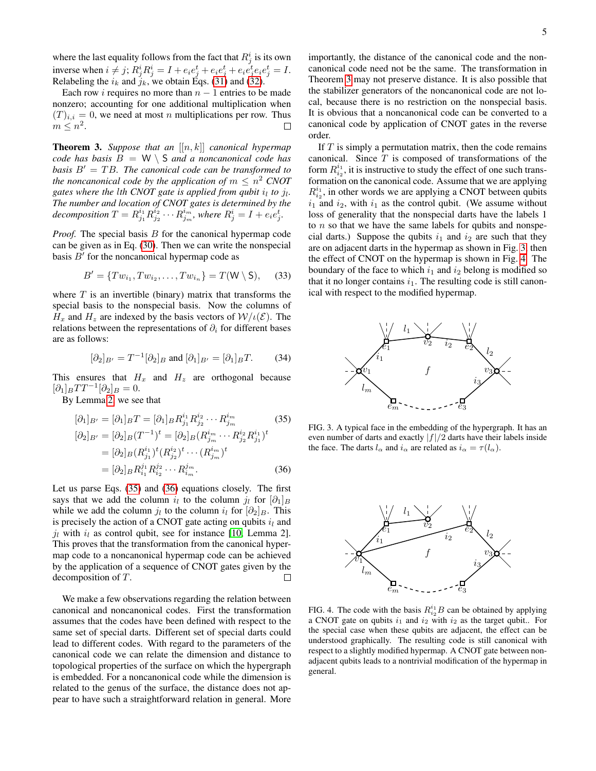where the last equality follows from the fact that $R^i_j$ is its own inverse when $i \neq j$; $R^i_j R^i_j = I + e_i e_j^t + e_i e_j^t + e_i e_j^t e_i e_j^t = I$. Relabeling the $i_k$ and $j_k$, we obtain Eqs. (31) and (32).

Each row $i$ requires no more than $n-1$ entries to be made nonzero; accounting for one additional multiplication when $(T)_{i,i} = 0$, we need at most $n$ multiplications per row. Thus $m \leq n^2$. □

**Theorem 3.** *Suppose that an $[[n,k]]$ canonical hypermap code has basis $B = \mathsf{W} \setminus \mathsf{S}$ and a noncanonical code has basis $B' = TB$. The canonical code can be transformed to the noncanonical code by the application of $m \leq n^2$ CNOT gates where the $l$th CNOT gate is applied from qubit $i_l$ to $j_l$. The number and location of CNOT gates is determined by the decomposition $T = R^{i_1}_{j_1} R^{i_2}_{j_2} \cdots R^{i_m}_{j_m}$, where $R^i_j = I + e_i e_j^t$.*

*Proof.* The special basis $B$ for the canonical hypermap code can be given as in Eq. (30). Then we can write the nonspecial basis $B'$ for the noncanonical hypermap code as

$$B' = \{Tw_{i_1}, Tw_{i_2}, \ldots, Tw_{i_n}\} = T(\mathsf{W} \setminus \mathsf{S}), \quad (33)$$

where $T$ is an invertible (binary) matrix that transforms the special basis to the nonspecial basis. Now the columns of $H_x$ and $H_z$ are indexed by the basis vectors of $\mathcal{W}/\iota(\mathcal{E})$. The relations between the representations of $\partial_i$ for different bases are as follows:

$$[\partial_2]_{B'} = T^{-1}[\partial_2]_B \text{ and } [\partial_1]_{B'} = [\partial_1]_B T. \quad (34)$$

This ensures that $H_x$ and $H_z$ are orthogonal because $[\partial_1]_B T T^{-1} [\partial_2]_B = 0$.

By Lemma 2, we see that

$$
\begin{aligned}
[\partial_1]_{B'} &= [\partial_1]_B T = [\partial_1]_B R^{i_1}_{j_1} R^{i_2}_{j_2} \cdots R^{i_m}_{j_m} \quad (35)\\
[\partial_2]_{B'} &= [\partial_2]_B (T^{-1})^t = [\partial_2]_B (R^{i_m}_{j_m} \cdots R^{i_2}_{j_2} R^{i_1}_{j_1})^t \\
&= [\partial_2]_B (R^{i_1}_{j_1})^t (R^{i_2}_{j_2})^t \cdots (R^{i_m}_{j_m})^t \\
&= [\partial_2]_B R^{j_1}_{i_1} R^{j_2}_{i_2} \cdots R^{j_m}_{i_m}. \quad (36)
\end{aligned}
$$

Let us parse Eqs. (35) and (36) equations closely. The first says that we add the column $i_l$ to the column $j_l$ for $[\partial_1]_B$ while we add the column $j_l$ to the column $i_l$ for $[\partial_2]_B$. This is precisely the action of a CNOT gate acting on qubits $i_l$ and $j_l$ with $i_l$ as control qubit, see for instance [10, Lemma 2]. This proves that the transformation from the canonical hypermap code to a noncanonical hypermap code can be achieved by the application of a sequence of CNOT gates given by the decomposition of $T$. □

We make a few observations regarding the relation between canonical and noncanonical codes. First the transformation assumes that the codes have been defined with respect to the same set of special darts. Different set of special darts could lead to different codes. With regard to the parameters of the canonical code we can relate the dimension and distance to topological properties of the surface on which the hypergraph is embedded. For a noncanonical code while the dimension is related to the genus of the surface, the distance does not appear to have such a straightforward relation in general. More importantly, the distance of the canonical code and the noncanonical code need not be the same. The transformation in Theorem 3 may not preserve distance. It is also possible that the stabilizer generators of the noncanonical code are not local, because there is no restriction on the nonspecial basis. It is obvious that a noncanonical code can be converted to a canonical code by application of CNOT gates in the reverse order.

If $T$ is simply a permutation matrix, then the code remains canonical. Since $T$ is composed of transformations of the form $R^{i_1}_{i_2}$, it is instructive to study the effect of one such transformation on the canonical code. Assume that we are applying $R^{i_1}_{i_2}$, in other words we are applying a CNOT between qubits $i_1$ and $i_2$, with $i_1$ as the control qubit. (We assume without loss of generality that the nonspecial darts have the labels 1 to $n$ so that we have the same labels for qubits and nonspecial darts.) Suppose the qubits $i_1$ and $i_2$ are such that they are on adjacent darts in the hypermap as shown in Fig. 3, then the effect of CNOT on the hypermap is shown in Fig. 4. The boundary of the face to which $i_1$ and $i_2$ belong is modified so that it no longer contains $i_1$. The resulting code is still canonical with respect to the modified hypermap.

FIG. 3. A typical face in the embedding of the hypergraph. It has an even number of darts and exactly $|f|/2$ darts have their labels inside the face. The darts $l_\alpha$ and $i_\alpha$ are related as $i_\alpha = \tau(l_\alpha)$.

FIG. 4. The code with the basis $R^{i_1}_{i_2}B$ can be obtained by applying a CNOT gate on qubits $i_1$ and $i_2$ with $i_2$ as the target qubit.. For the special case when these qubits are adjacent, the effect can be understood graphically. The resulting code is still canonical with respect to a slightly modified hypermap. A CNOT gate between non-adjacent qubits leads to a nontrivial modification of the hypermap in general.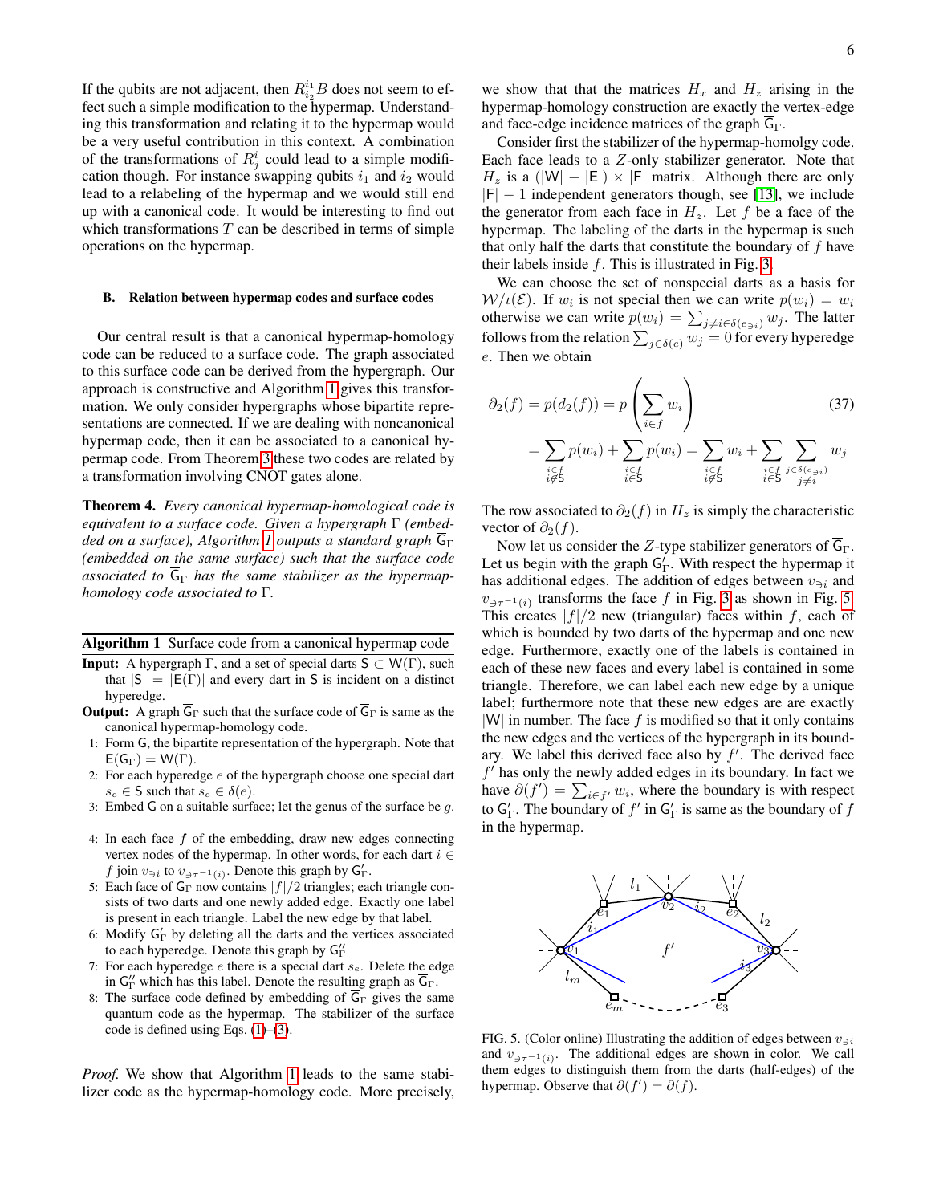If the qubits are not adjacent, then $R_{i_2}^{i_1}B$ does not seem to effect such a simple modification to the hypermap. Understanding this transformation and relating it to the hypermap would be a very useful contribution in this context. A combination of the transformations of $R_j^i$ could lead to a simple modification though. For instance swapping qubits $i_1$ and $i_2$ would lead to a relabeling of the hypermap and we would still end up with a canonical code. It would be interesting to find out which transformations $T$ can be described in terms of simple operations on the hypermap.

### B. Relation between hypermap codes and surface codes

Our central result is that a canonical hypermap-homology code can be reduced to a surface code. The graph associated to this surface code can be derived from the hypergraph. Our approach is constructive and Algorithm 1 gives this transformation. We only consider hypergraphs whose bipartite representations are connected. If we are dealing with noncanonical hypermap code, then it can be associated to a canonical hypermap code. From Theorem 3 these two codes are related by a transformation involving CNOT gates alone.

**Theorem 4.** *Every canonical hypermap-homological code is equivalent to a surface code. Given a hypergraph $\Gamma$ (embedded on a surface), Algorithm 1 outputs a standard graph $\overline{\mathsf{G}}_\Gamma$ (embedded on the same surface) such that the surface code associated to $\overline{\mathsf{G}}_\Gamma$ has the same stabilizer as the hypermap-homology code associated to $\Gamma$.*

**Algorithm 1** Surface code from a canonical hypermap code

**Input:** A hypergraph $\Gamma$, and a set of special darts $\mathsf{S} \subset \mathsf{W}(\Gamma)$, such that $|\mathsf{S}| = |\mathsf{E}(\Gamma)|$ and every dart in $\mathsf{S}$ is incident on a distinct hyperedge.

**Output:** A graph $\overline{\mathsf{G}}_\Gamma$ such that the surface code of $\overline{\mathsf{G}}_\Gamma$ is same as the canonical hypermap-homology code.

1. Form $\mathsf{G}$, the bipartite representation of the hypergraph. Note that $\mathsf{E}(\mathsf{G}_\Gamma) = \mathsf{W}(\Gamma)$.
2. For each hyperedge $e$ of the hypergraph choose one special dart $s_e \in \mathsf{S}$ such that $s_e \in \delta(e)$.
3. Embed $\mathsf{G}$ on a suitable surface; let the genus of the surface be $g$.
4. In each face $f$ of the embedding, draw new edges connecting vertex nodes of the hypermap. In other words, for each dart $i \in f$ join $v_{\ni i}$ to $v_{\ni \tau^{-1}(i)}$. Denote this graph by $\mathsf{G}'_\Gamma$.
5. Each face of $\mathsf{G}_\Gamma$ now contains $|f|/2$ triangles; each triangle consists of two darts and one newly added edge. Exactly one label is present in each triangle. Label the new edge by that label.
6. Modify $\mathsf{G}'_\Gamma$ by deleting all the darts and the vertices associated to each hyperedge. Denote this graph by $\mathsf{G}''_\Gamma$
7. For each hyperedge $e$ there is a special dart $s_e$. Delete the edge in $\mathsf{G}''_\Gamma$ which has this label. Denote the resulting graph as $\overline{\mathsf{G}}_\Gamma$.
8. The surface code defined by embedding of $\overline{\mathsf{G}}_\Gamma$ gives the same quantum code as the hypermap. The stabilizer of the surface code is defined using Eqs. (1)–(3).

*Proof.* We show that Algorithm 1 leads to the same stabilizer code as the hypermap-homology code. More precisely, we show that that the matrices $H_x$ and $H_z$ arising in the hypermap-homology construction are exactly the vertex-edge and face-edge incidence matrices of the graph $\overline{\mathsf{G}}_\Gamma$.

Consider first the stabilizer of the hypermap-homolgy code. Each face leads to a $Z$-only stabilizer generator. Note that $H_z$ is a $(|\mathsf{W}| - |\mathsf{E}|) \times |\mathsf{F}|$ matrix. Although there are only $|\mathsf{F}| - 1$ independent generators though, see [13], we include the generator from each face in $H_z$. Let $f$ be a face of the hypermap. The labeling of the darts in the hypermap is such that only half the darts that constitute the boundary of $f$ have their labels inside $f$. This is illustrated in Fig. 3.

We can choose the set of nonspecial darts as a basis for $\mathcal{W}/\iota(\mathcal{E})$. If $w_i$ is not special then we can write $p(w_i) = w_i$ otherwise we can write $p(w_i) = \sum_{j\neq i \in \delta(e_{\ni i})} w_j$. The latter follows from the relation $\sum_{j\in\delta(e)} w_j = 0$ for every hyperedge $e$. Then we obtain

$$
\begin{aligned}
\partial_2(f) &= p(d_2(f)) = p\left(\sum_{i\in f} w_i\right) \qquad (37)\\
&= \sum_{\substack{i\in f\\ i\notin \mathsf{S}}} p(w_i) + \sum_{\substack{i\in f\\ i\in \mathsf{S}}} p(w_i) = \sum_{\substack{i\in f\\ i\notin \mathsf{S}}} w_i + \sum_{\substack{i\in f\\ i\in \mathsf{S}}} \sum_{\substack{j\in\delta(e_{\ni i})\\ j\neq i}} w_j
\end{aligned}
$$

The row associated to $\partial_2(f)$ in $H_z$ is simply the characteristic vector of $\partial_2(f)$.

Now let us consider the $Z$-type stabilizer generators of $\overline{\mathsf{G}}_\Gamma$. Let us begin with the graph $\mathsf{G}'_\Gamma$. With respect the hypermap it has additional edges. The addition of edges between $v_{\ni i}$ and $v_{\ni\tau^{-1}(i)}$ transforms the face $f$ in Fig. 3 as shown in Fig. 5. This creates $|f|/2$ new (triangular) faces within $f$, each of which is bounded by two darts of the hypermap and one new edge. Furthermore, exactly one of the labels is contained in each of these new faces and every label is contained in some triangle. Therefore, we can label each new edge by a unique label; furthermore note that these new edges are exactly $|\mathsf{W}|$ in number. The face $f$ is modified so that it only contains the new edges and the vertices of the hypergraph in its boundary. We label this derived face also by $f'$. The derived face $f'$ has only the newly added edges in its boundary. In fact we have $\partial(f') = \sum_{i\in f'} w_i$, where the boundary is with respect to $\mathsf{G}'_\Gamma$. The boundary of $f'$ in $\mathsf{G}'_\Gamma$ is same as the boundary of $f$ in the hypermap.

FIG. 5. (Color online) Illustrating the addition of edges between $v_{\ni i}$ and $v_{\ni\tau^{-1}(i)}$. The additional edges are shown in color. We call them edges to distinguish them from the darts (half-edges) of the hypermap. Observe that $\partial(f') = \partial(f)$.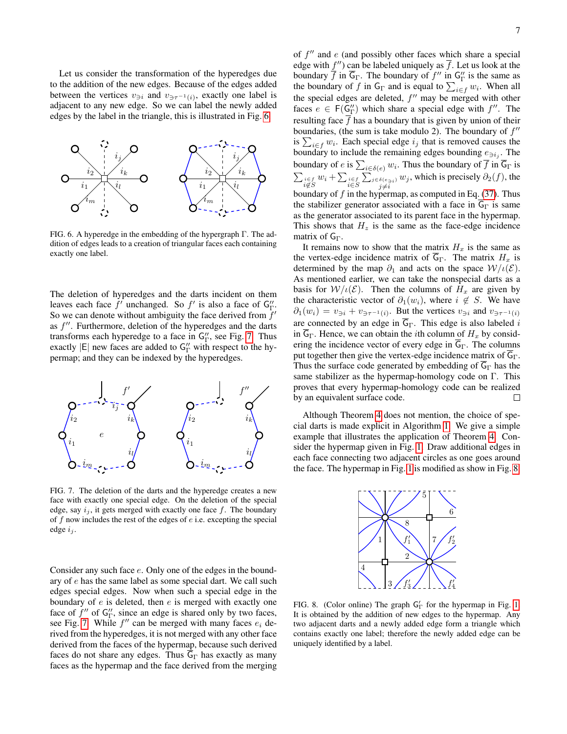Let us consider the transformation of the hyperedges due to the addition of the new edges. Because of the edges added between the vertices $v_{\ni i}$ and $v_{\ni \tau^{-1}(i)}$, exactly one label is adjacent to any new edge. So we can label the newly added edges by the label in the triangle, this is illustrated in Fig. 6.

FIG. 6. A hyperedge in the embedding of the hypergraph $\Gamma$. The addition of edges leads to a creation of triangular faces each containing exactly one label.

The deletion of hyperedges and the darts incident on them leaves each face $f'$ unchanged. So $f'$ is also a face of $\mathsf{G}''_\Gamma$. So we can denote without ambiguity the face derived from $f'$ as $f''$. Furthermore, deletion of the hyperedges and the darts transforms each hyperedge to a face in $\mathsf{G}''_\Gamma$, see Fig. 7. Thus exactly $|\mathsf{E}|$ new faces are added to $\mathsf{G}''_\Gamma$ with respect to the hypermap; and they can be indexed by the hyperedges.

FIG. 7. The deletion of the darts and the hyperedge creates a new face with exactly one special edge. On the deletion of the special edge, say $i_j$, it gets merged with exactly one face $f$. The boundary of $f$ now includes the rest of the edges of $e$ i.e. excepting the special edge $i_j$.

Consider any such face $e$. Only one of the edges in the boundary of $e$ has the same label as some special dart. We call such edges special edges. Now when such a special edge in the boundary of $e$ is deleted, then $e$ is merged with exactly one face of $f''$ of $\mathsf{G}''_\Gamma$, since an edge is shared only by two faces, see Fig. 7. While $f''$ can be merged with many faces $e_i$ derived from the hyperedges, it is not merged with any other face derived from the faces of the hypermap, because such derived faces do not share any edges. Thus $\overline{\mathsf{G}}_\Gamma$ has exactly as many faces as the hypermap and the face derived from the merging of $f''$ and $e$ (and possibly other faces which share a special edge with $f''$) can be labeled uniquely as $\overline{f}$. Let us look at the boundary $\overline{f}$ in $\overline{\mathsf{G}}_\Gamma$. The boundary of $f''$ in $\mathsf{G}''_\Gamma$ is the same as the boundary of $f$ in $\mathsf{G}_\Gamma$ and is equal to $\sum_{i\in f} w_i$. When all the special edges are deleted, $f''$ may be merged with other faces $e \in \mathsf{F}(\mathsf{G}''_\Gamma)$ which share a special edge with $f''$. The resulting face $\overline{f}$ has a boundary that is given by union of their boundaries, (the sum is take modulo 2). The boundary of $f''$ is $\sum_{i\in f} w_i$. Each special edge $i_j$ that is removed causes the boundary to include the remaining edges bounding $e_{\ni i_j}$. The boundary of $e$ is $\sum_{i\in\delta(e)} w_i$. Thus the boundary of $\overline{f}$ in $\overline{\mathsf{G}}_\Gamma$ is $\sum_{\substack{i\in f\\ i\not\in S}} w_i + \sum_{\substack{i\in f\\ i\in S}} \sum_{\substack{j\in\delta(e_{\ni i})\\ j\neq i}} w_j$, which is precisely $\partial_2(f)$, the boundary of $f$ in the hypermap, as computed in Eq. (37). Thus the stabilizer generator associated with a face in $\overline{\mathsf{G}}_\Gamma$ is same as the generator associated to its parent face in the hypermap. This shows that $H_z$ is the same as the face-edge incidence matrix of $\mathsf{G}_\Gamma$.

It remains now to show that the matrix $H_x$ is the same as the vertex-edge incidence matrix of $\overline{\mathsf{G}}_\Gamma$. The matrix $H_x$ is determined by the map $\partial_1$ and acts on the space $\mathcal{W}/\iota(\mathcal{E})$. As mentioned earlier, we can take the nonspecial darts as a basis for $\mathcal{W}/\iota(\mathcal{E})$. Then the columns of $H_x$ are given by the characteristic vector of $\partial_1(w_i)$, where $i \not\in S$. We have $\partial_1(w_i) = v_{\ni i} + v_{\ni\tau^{-1}(i)}$. But the vertices $v_{\ni i}$ and $v_{\ni\tau^{-1}(i)}$ are connected by an edge in $\overline{\mathsf{G}}_\Gamma$. This edge is also labeled $i$ in $\overline{\mathsf{G}}_\Gamma$. Hence, we can obtain the $i$th column of $H_x$ by considering the incidence vector of every edge in $\overline{\mathsf{G}}_\Gamma$. The columns put together then give the vertex-edge incidence matrix of $\overline{\mathsf{G}}_\Gamma$. Thus the surface code generated by embedding of $\overline{\mathsf{G}}_\Gamma$ has the same stabilizer as the hypermap-homology code on $\Gamma$. This proves that every hypermap-homology code can be realized by an equivalent surface code. □

Although Theorem 4 does not mention, the choice of special darts is made explicit in Algorithm 1. We give a simple example that illustrates the application of Theorem 4. Consider the hypermap given in Fig. 1. Draw additional edges in each face connecting two adjacent circles as one goes around the face. The hypermap in Fig. 1 is modified as show in Fig. 8.

FIG. 8. (Color online) The graph $\mathsf{G}'_\Gamma$ for the hypermap in Fig. 1. It is obtained by the addition of new edges to the hypermap. Any two adjacent darts and a newly added edge form a triangle which contains exactly one label; therefore the newly added edge can be uniquely identified by a label.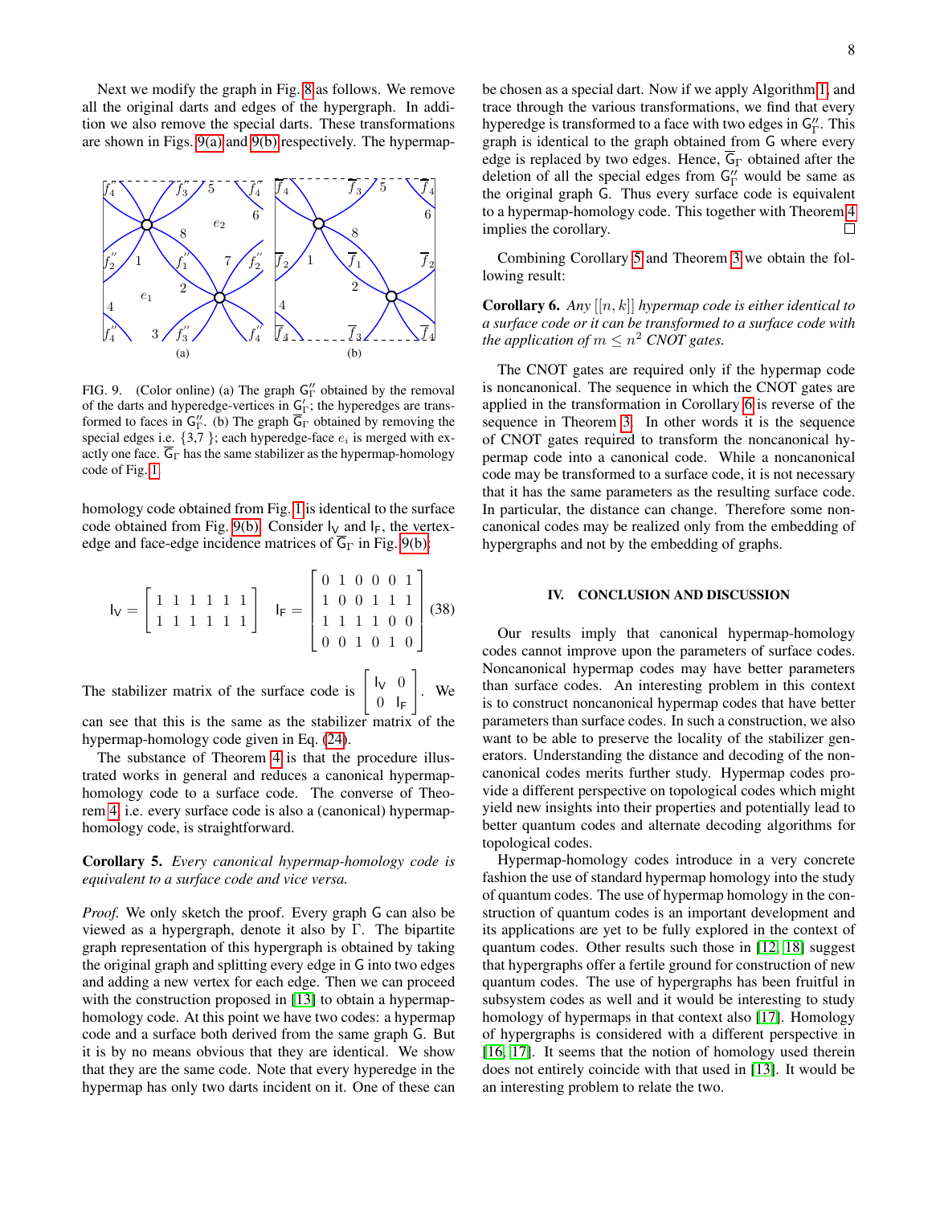Next we modify the graph in Fig. 8 as follows. We remove all the original darts and edges of the hypergraph. In addition we also remove the special darts. These transformations are shown in Figs. 9(a) and 9(b) respectively. The hypermap-homology code obtained from Fig. 1 is identical to the surface code obtained from Fig. 9(b). Consider $\mathsf{I}_\mathsf{V}$ and $\mathsf{I}_\mathsf{F}$, the vertex-edge and face-edge incidence matrices of $\overline{\mathsf{G}}_\Gamma$ in Fig. 9(b):

(a)

(b)

FIG. 9. (Color online) (a) The graph $\mathsf{G}''_\Gamma$ obtained by the removal of the darts and hyperedge-vertices in $\mathsf{G}'_\Gamma$; the hyperedges are transformed to faces in $\mathsf{G}''_\Gamma$. (b) The graph $\overline{\mathsf{G}}_\Gamma$ obtained by removing the special edges i.e. $\{3,7\}$; each hyperedge-face $e_i$ is merged with exactly one face. $\overline{\mathsf{G}}_\Gamma$ has the same stabilizer as the hypermap-homology code of Fig. 1.

$$\mathsf{I}_\mathsf{V} = \left[\begin{array}{cccccc} 1 & 1 & 1 & 1 & 1 & 1 \\ 1 & 1 & 1 & 1 & 1 & 1 \end{array}\right] \quad \mathsf{I}_\mathsf{F} = \left[\begin{array}{cccccc} 0 & 1 & 0 & 0 & 0 & 1 \\ 1 & 0 & 0 & 1 & 1 & 1 \\ 1 & 1 & 1 & 1 & 0 & 0 \\ 0 & 0 & 1 & 0 & 1 & 0 \end{array}\right] \quad (38)$$

The stabilizer matrix of the surface code is $\left[\begin{array}{cc} \mathsf{I}_\mathsf{V} & 0 \\ 0 & \mathsf{I}_\mathsf{F} \end{array}\right]$. We can see that this is the same as the stabilizer matrix of the hypermap-homology code given in Eq. (24).

The substance of Theorem 4 is that the procedure illustrated works in general and reduces a canonical hypermap-homology code to a surface code. The converse of Theorem 4 i.e. every surface code is also a (canonical) hypermap-homology code, is straightforward.

**Corollary 5.** *Every canonical hypermap-homology code is equivalent to a surface code and vice versa.*

*Proof.* We only sketch the proof. Every graph G can also be viewed as a hypergraph, denote it also by $\Gamma$. The bipartite graph representation of this hypergraph is obtained by taking the original graph and splitting every edge in G into two edges and adding a new vertex for each edge. Then we can proceed with the construction proposed in [13] to obtain a hypermap-homology code. At this point we have two codes: a hypermap code and a surface both derived from the same graph G. But it is by no means obvious that they are identical. We show that they are the same code. Note that every hyperedge in the hypermap has only two darts incident on it. One of these can be chosen as a special dart. Now if we apply Algorithm 1, and trace through the various transformations, we find that every hyperedge is transformed to a face with two edges in $\mathsf{G}''_\Gamma$. This graph is identical to the graph obtained from G where every edge is replaced by two edges. Hence, $\overline{\mathsf{G}}_\Gamma$ obtained after the deletion of all the special edges from $\mathsf{G}''_\Gamma$ would be same as the original graph G. Thus every surface code is equivalent to a hypermap-homology code. This together with Theorem 4 implies the corollary. □

Combining Corollary 5 and Theorem 3 we obtain the following result:

**Corollary 6.** *Any $[[n, k]]$ hypermap code is either identical to a surface code or it can be transformed to a surface code with the application of $m \leq n^2$ CNOT gates.*

The CNOT gates are required only if the hypermap code is noncanonical. The sequence in which the CNOT gates are applied in the transformation in Corollary 6 is reverse of the sequence in Theorem 3. In other words it is the sequence of CNOT gates required to transform the noncanonical hypermap code into a canonical code. While a noncanonical code may be transformed to a surface code, it is not necessary that it has the same parameters as the resulting surface code. In particular, the distance can change. Therefore some noncanonical codes may be realized only from the embedding of hypergraphs and not by the embedding of graphs.

## IV. CONCLUSION AND DISCUSSION

Our results imply that canonical hypermap-homology codes cannot improve upon the parameters of surface codes. Noncanonical hypermap codes may have better parameters than surface codes. An interesting problem in this context is to construct noncanonical hypermap codes that have better parameters than surface codes. In such a construction, we also want to be able to preserve the locality of the stabilizer generators. Understanding the distance and decoding of the noncanonical codes merits further study. Hypermap codes provide a different perspective on topological codes which might yield new insights into their properties and potentially lead to better quantum codes and alternate decoding algorithms for topological codes.

Hypermap-homology codes introduce in a very concrete fashion the use of standard hypermap homology into the study of quantum codes. The use of hypermap homology in the construction of quantum codes is an important development and its applications are yet to be fully explored in the context of quantum codes. Other results such those in [12, 18] suggest that hypergraphs offer a fertile ground for construction of new quantum codes. The use of hypergraphs has been fruitful in subsystem codes as well and it would be interesting to study homology of hypermaps in that context also [17]. Homology of hypergraphs is considered with a different perspective in [16, 17]. It seems that the notion of homology used therein does not entirely coincide with that used in [13]. It would be an interesting problem to relate the two.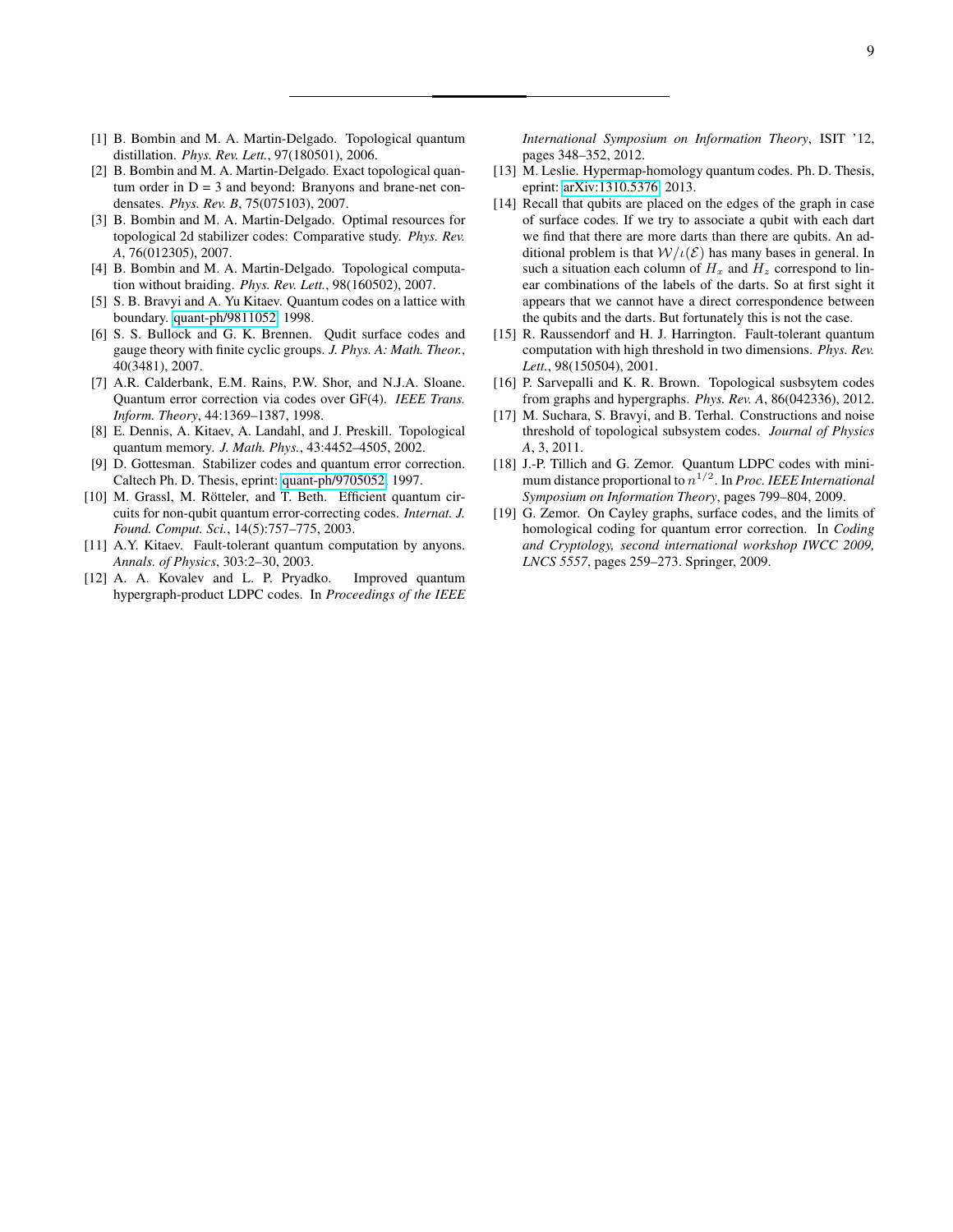[1] B. Bombin and M. A. Martin-Delgado. Topological quantum distillation. *Phys. Rev. Lett.*, 97(180501), 2006.

[2] B. Bombin and M. A. Martin-Delgado. Exact topological quantum order in D = 3 and beyond: Branyons and brane-net condensates. *Phys. Rev. B*, 75(075103), 2007.

[3] B. Bombin and M. A. Martin-Delgado. Optimal resources for topological 2d stabilizer codes: Comparative study. *Phys. Rev. A*, 76(012305), 2007.

[4] B. Bombin and M. A. Martin-Delgado. Topological computation without braiding. *Phys. Rev. Lett.*, 98(160502), 2007.

[5] S. B. Bravyi and A. Yu Kitaev. Quantum codes on a lattice with boundary. quant-ph/9811052, 1998.

[6] S. S. Bullock and G. K. Brennen. Qudit surface codes and gauge theory with finite cyclic groups. *J. Phys. A: Math. Theor.*, 40(3481), 2007.

[7] A.R. Calderbank, E.M. Rains, P.W. Shor, and N.J.A. Sloane. Quantum error correction via codes over GF(4). *IEEE Trans. Inform. Theory*, 44:1369–1387, 1998.

[8] E. Dennis, A. Kitaev, A. Landahl, and J. Preskill. Topological quantum memory. *J. Math. Phys.*, 43:4452–4505, 2002.

[9] D. Gottesman. Stabilizer codes and quantum error correction. Caltech Ph. D. Thesis, eprint: quant-ph/9705052, 1997.

[10] M. Grassl, M. Rötteler, and T. Beth. Efficient quantum circuits for non-qubit quantum error-correcting codes. *Internat. J. Found. Comput. Sci.*, 14(5):757–775, 2003.

[11] A.Y. Kitaev. Fault-tolerant quantum computation by anyons. *Annals. of Physics*, 303:2–30, 2003.

[12] A. A. Kovalev and L. P. Pryadko. Improved quantum hypergraph-product LDPC codes. In *Proceedings of the IEEE International Symposium on Information Theory*, ISIT '12, pages 348–352, 2012.

[13] M. Leslie. Hypermap-homology quantum codes. Ph. D. Thesis, eprint: arXiv:1310.5376, 2013.

[14] Recall that qubits are placed on the edges of the graph in case of surface codes. If we try to associate a qubit with each dart we find that there are more darts than there are qubits. An additional problem is that $\mathcal{W}/\iota(\mathcal{E})$ has many bases in general. In such a situation each column of $H_x$ and $H_z$ correspond to linear combinations of the labels of the darts. So at first sight it appears that we cannot have a direct correspondence between the qubits and the darts. But fortunately this is not the case.

[15] R. Raussendorf and H. J. Harrington. Fault-tolerant quantum computation with high threshold in two dimensions. *Phys. Rev. Lett.*, 98(150504), 2001.

[16] P. Sarvepalli and K. R. Brown. Topological susbsytem codes from graphs and hypergraphs. *Phys. Rev. A*, 86(042336), 2012.

[17] M. Suchara, S. Bravyi, and B. Terhal. Constructions and noise threshold of topological subsystem codes. *Journal of Physics A*, 3, 2011.

[18] J.-P. Tillich and G. Zemor. Quantum LDPC codes with minimum distance proportional to $n^{1/2}$. In *Proc. IEEE International Symposium on Information Theory*, pages 799–804, 2009.

[19] G. Zemor. On Cayley graphs, surface codes, and the limits of homological coding for quantum error correction. In *Coding and Cryptology, second international workshop IWCC 2009, LNCS 5557*, pages 259–273. Springer, 2009.